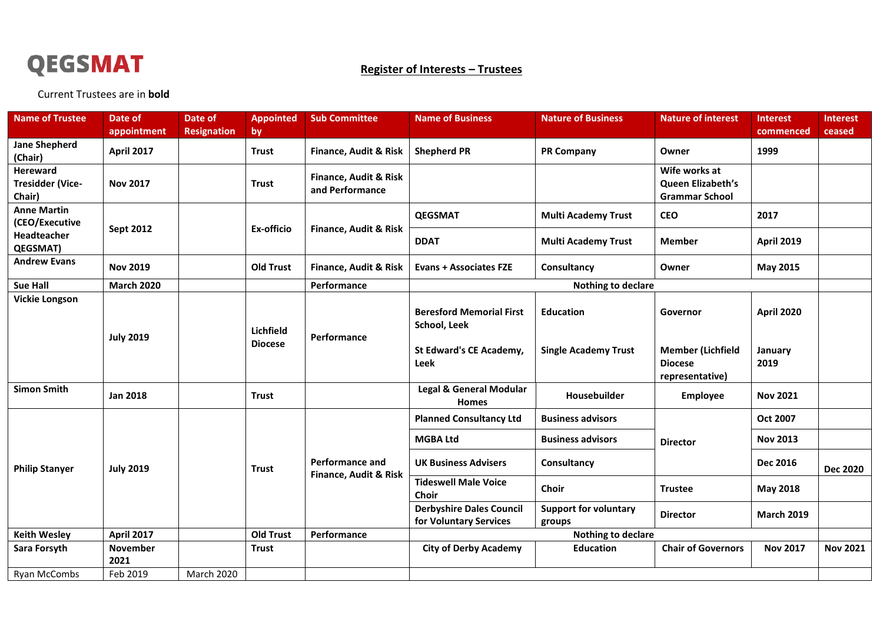**QEGSMAT**

## Register of Interests – Trustees

Current Trustees are in **bold**

| Name of Trustee | Date of appointment | Date of Resignation | Appointed by | Sub Committee | Name of Business | Nature of Business | Nature of interest | Interest commenced | Interest ceased |
|---|---|---|---|---|---|---|---|---|---|
| **Jane Shepherd (Chair)** | **April 2017** | | **Trust** | **Finance, Audit & Risk** | **Shepherd PR** | **PR Company** | **Owner** | **1999** | |
| **Hereward Tresidder (Vice-Chair)** | **Nov 2017** | | **Trust** | **Finance, Audit & Risk and Performance** | | | **Wife works at Queen Elizabeth's Grammar School** | | |
| **Anne Martin (CEO/Executive Headteacher QEGSMAT)** | **Sept 2012** | | **Ex-officio** | **Finance, Audit & Risk** | **QEGSMAT** | **Multi Academy Trust** | **CEO** | **2017** | |
| | | | | | **DDAT** | **Multi Academy Trust** | **Member** | **April 2019** | |
| **Andrew Evans** | **Nov 2019** | | **Old Trust** | **Finance, Audit & Risk** | **Evans + Associates FZE** | **Consultancy** | **Owner** | **May 2015** | |
| **Sue Hall** | **March 2020** | | | **Performance** | **Nothing to declare** | | | | |
| **Vickie Longson** | **July 2019** | | **Lichfield Diocese** | **Performance** | **Beresford Memorial First School, Leek** | **Education** | **Governor** | **April 2020** | |
| | | | | | **St Edward's CE Academy, Leek** | **Single Academy Trust** | **Member (Lichfield Diocese representative)** | **January 2019** | |
| **Simon Smith** | **Jan 2018** | | **Trust** | | **Legal & General Modular Homes** | **Housebuilder** | **Employee** | **Nov 2021** | |
| **Philip Stanyer** | **July 2019** | | **Trust** | **Performance and Finance, Audit & Risk** | **Planned Consultancy Ltd** | **Business advisors** | **Director** | **Oct 2007** | |
| | | | | | **MGBA Ltd** | **Business advisors** | **Director** | **Nov 2013** | |
| | | | | | **UK Business Advisers** | **Consultancy** | **Director** | **Dec 2016** | **Dec 2020** |
| | | | | | **Tideswell Male Voice Choir** | **Choir** | **Trustee** | **May 2018** | |
| | | | | | **Derbyshire Dales Council for Voluntary Services** | **Support for voluntary groups** | **Director** | **March 2019** | |
| **Keith Wesley** | **April 2017** | | **Old Trust** | **Performance** | **Nothing to declare** | | | | |
| **Sara Forsyth** | **November 2021** | | **Trust** | | **City of Derby Academy** | **Education** | **Chair of Governors** | **Nov 2017** | **Nov 2021** |
| Ryan McCombs | Feb 2019 | March 2020 | | | | | | | |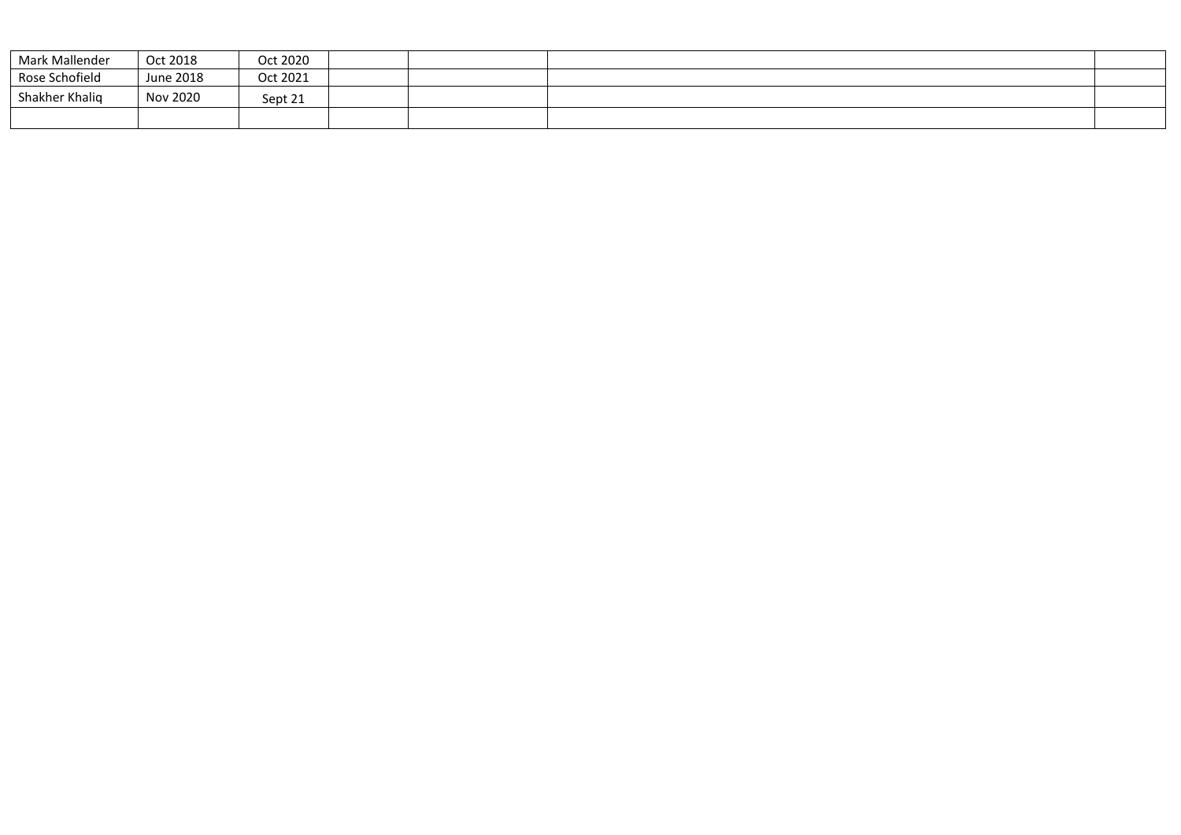| | | | | | | |
|---|---|---|---|---|---|---|
| Mark Mallender | Oct 2018 | Oct 2020 | | | | |
| Rose Schofield | June 2018 | Oct 2021 | | | | |
| Shakher Khaliq | Nov 2020 | Sept 21 | | | | |
| | | | | | | |